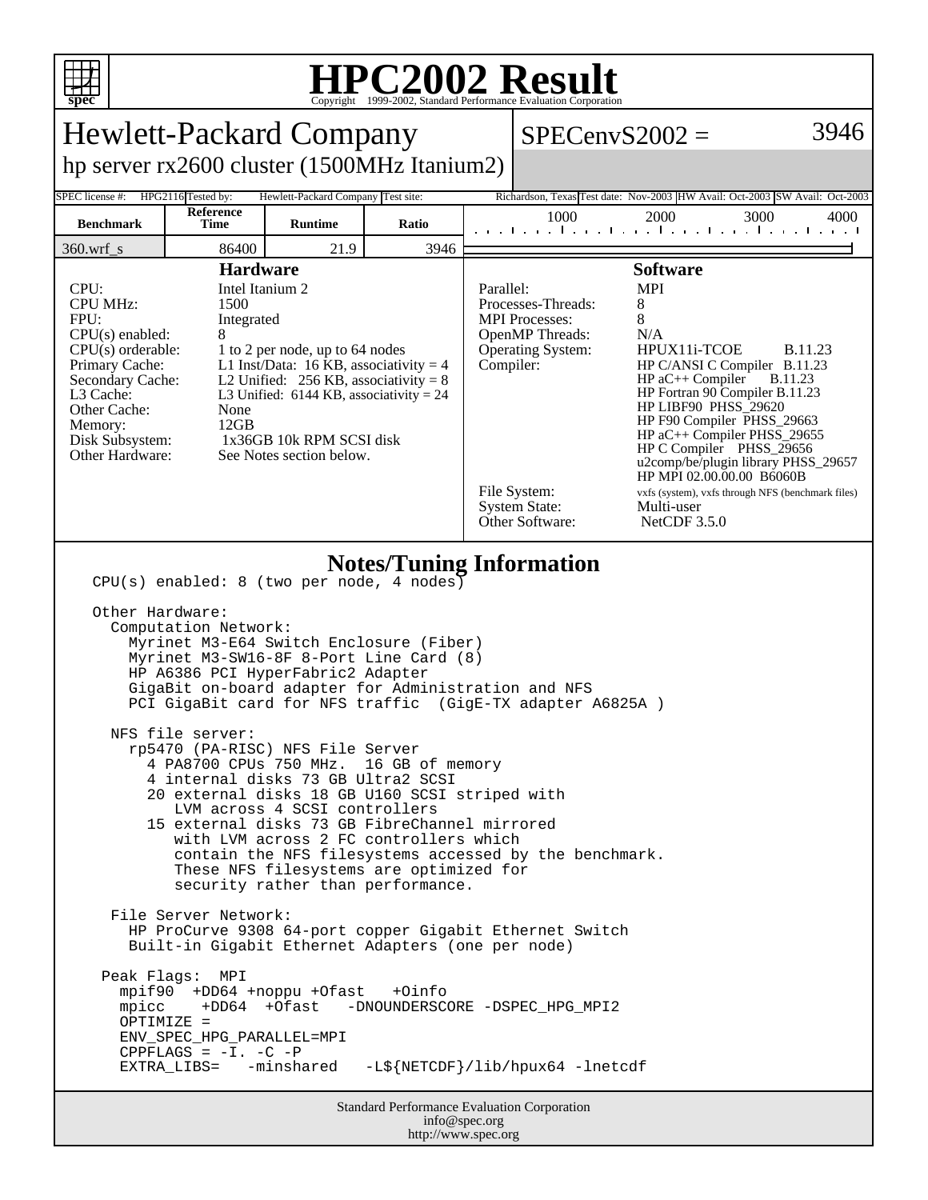# HPC2002 Result

Copyright 1999-2002, Standard Performance Evaluation Corporation

## Hewlett-Packard Company

hp server rx2600 cluster (1500MHz Itanium2)

SPECenvS2002 = 3946

SPEC license #: HPG2116 Tested by: Hewlett-Packard Company Test site: Richardson, Texas Test date: Nov-2003 HW Avail: Oct-2003 SW Avail: Oct-2003

| Benchmark | Reference Time | Runtime | Ratio |
|---|---|---|---|
| 360.wrf_s | 86400 | 21.9 | 3946 |

### Hardware

| | |
|---|---|
| CPU: | Intel Itanium 2 |
| CPU MHz: | 1500 |
| FPU: | Integrated |
| CPU(s) enabled: | 8 |
| CPU(s) orderable: | 1 to 2 per node, up to 64 nodes |
| Primary Cache: | L1 Inst/Data: 16 KB, associativity = 4 |
| Secondary Cache: | L2 Unified: 256 KB, associativity = 8 |
| L3 Cache: | L3 Unified: 6144 KB, associativity = 24 |
| Other Cache: | None |
| Memory: | 12GB |
| Disk Subsystem: | 1x36GB 10k RPM SCSI disk |
| Other Hardware: | See Notes section below. |

### Software

| | |
|---|---|
| Parallel: | MPI |
| Processes-Threads: | 8 |
| MPI Processes: | 8 |
| OpenMP Threads: | N/A |
| Operating System: | HPUX11i-TCOE B.11.23 |
| Compiler: | HP C/ANSI C Compiler B.11.23<br>HP aC++ Compiler B.11.23<br>HP Fortran 90 Compiler B.11.23<br>HP LIBF90 PHSS_29620<br>HP F90 Compiler PHSS_29663<br>HP aC++ Compiler PHSS_29655<br>HP C Compiler PHSS_29656<br>u2comp/be/plugin library PHSS_29657<br>HP MPI 02.00.00.00 B6060B |
| File System: | vxfs (system), vxfs through NFS (benchmark files) |
| System State: | Multi-user |
| Other Software: | NetCDF 3.5.0 |

### Notes/Tuning Information

```
CPU(s) enabled: 8 (two per node, 4 nodes)

Other Hardware:
  Computation Network:
    Myrinet M3-E64 Switch Enclosure (Fiber)
    Myrinet M3-SW16-8F 8-Port Line Card (8)
    HP A6386 PCI HyperFabric2 Adapter
    GigaBit on-board adapter for Administration and NFS
    PCI GigaBit card for NFS traffic  (GigE-TX adapter A6825A )

  NFS file server:
    rp5470 (PA-RISC) NFS File Server
      4 PA8700 CPUs 750 MHz.  16 GB of memory
      4 internal disks 73 GB Ultra2 SCSI
      20 external disks 18 GB U160 SCSI striped with
         LVM across 4 SCSI controllers
      15 external disks 73 GB FibreChannel mirrored
         with LVM across 2 FC controllers which
         contain the NFS filesystems accessed by the benchmark.
         These NFS filesystems are optimized for
         security rather than performance.

  File Server Network:
    HP ProCurve 9308 64-port copper Gigabit Ethernet Switch
    Built-in Gigabit Ethernet Adapters (one per node)

 Peak Flags:  MPI
   mpif90  +DD64 +noppu +Ofast   +Oinfo
   mpicc    +DD64  +Ofast   -DNOUNDERSCORE -DSPEC_HPG_MPI2
   OPTIMIZE =
   ENV_SPEC_HPG_PARALLEL=MPI
   CPPFLAGS = -I. -C -P
   EXTRA_LIBS=   -minshared   -L${NETCDF}/lib/hpux64 -lnetcdf
```

Standard Performance Evaluation Corporation
info@spec.org
http://www.spec.org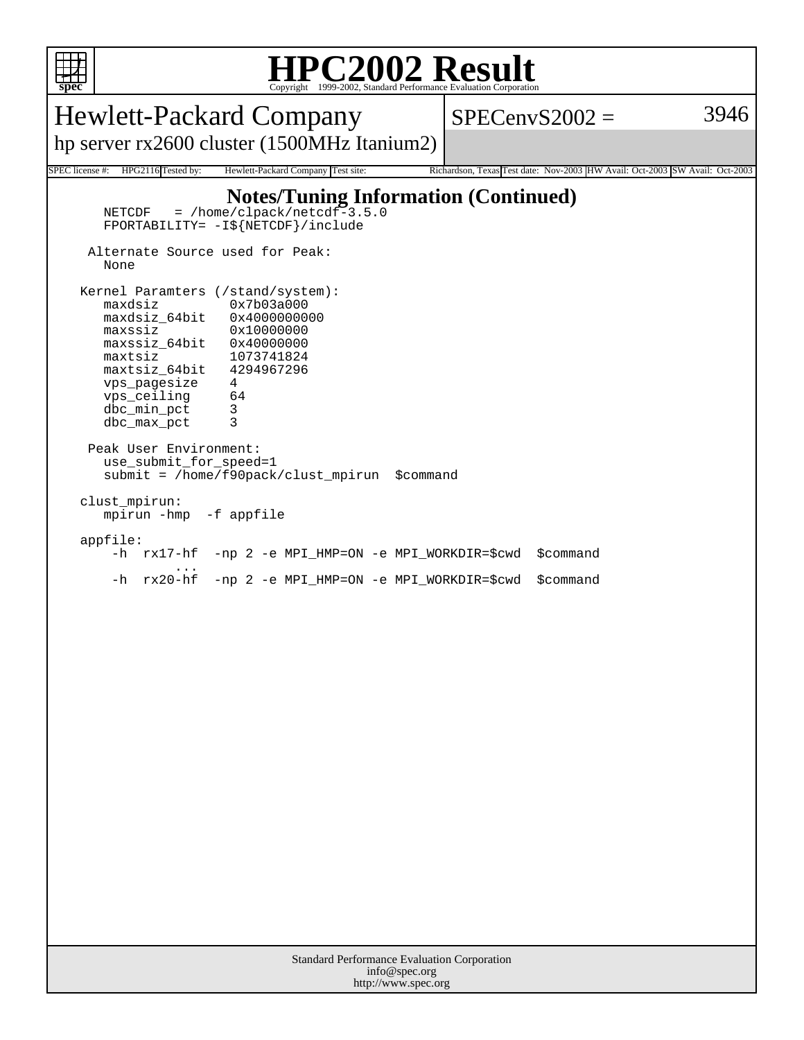# HPC2002 Result

Copyright 1999-2002, Standard Performance Evaluation Corporation

## Hewlett-Packard Company

hp server rx2600 cluster (1500MHz Itanium2)

SPECenvS2002 = 3946

SPEC license #: HPG2116 Tested by: Hewlett-Packard Company Test site: Richardson, Texas Test date: Nov-2003 HW Avail: Oct-2003 SW Avail: Oct-2003

### Notes/Tuning Information (Continued)

```
      NETCDF   = /home/clpack/netcdf-3.5.0
      FPORTABILITY= -I${NETCDF}/include

     Alternate Source used for Peak:
      None

    Kernel Paramters (/stand/system):
      maxdsiz         0x7b03a000
      maxdsiz_64bit   0x4000000000
      maxssiz         0x10000000
      maxssiz_64bit   0x40000000
      maxtsiz         1073741824
      maxtsiz_64bit   4294967296
      vps_pagesize    4
      vps_ceiling     64
      dbc_min_pct     3
      dbc_max_pct     3

     Peak User Environment:
      use_submit_for_speed=1
      submit = /home/f90pack/clust_mpirun  $command

    clust_mpirun:
      mpirun -hmp  -f appfile

    appfile:
       -h  rx17-hf  -np 2 -e MPI_HMP=ON -e MPI_WORKDIR=$cwd  $command
              ...
       -h  rx20-hf  -np 2 -e MPI_HMP=ON -e MPI_WORKDIR=$cwd  $command
```

Standard Performance Evaluation Corporation
info@spec.org
http://www.spec.org